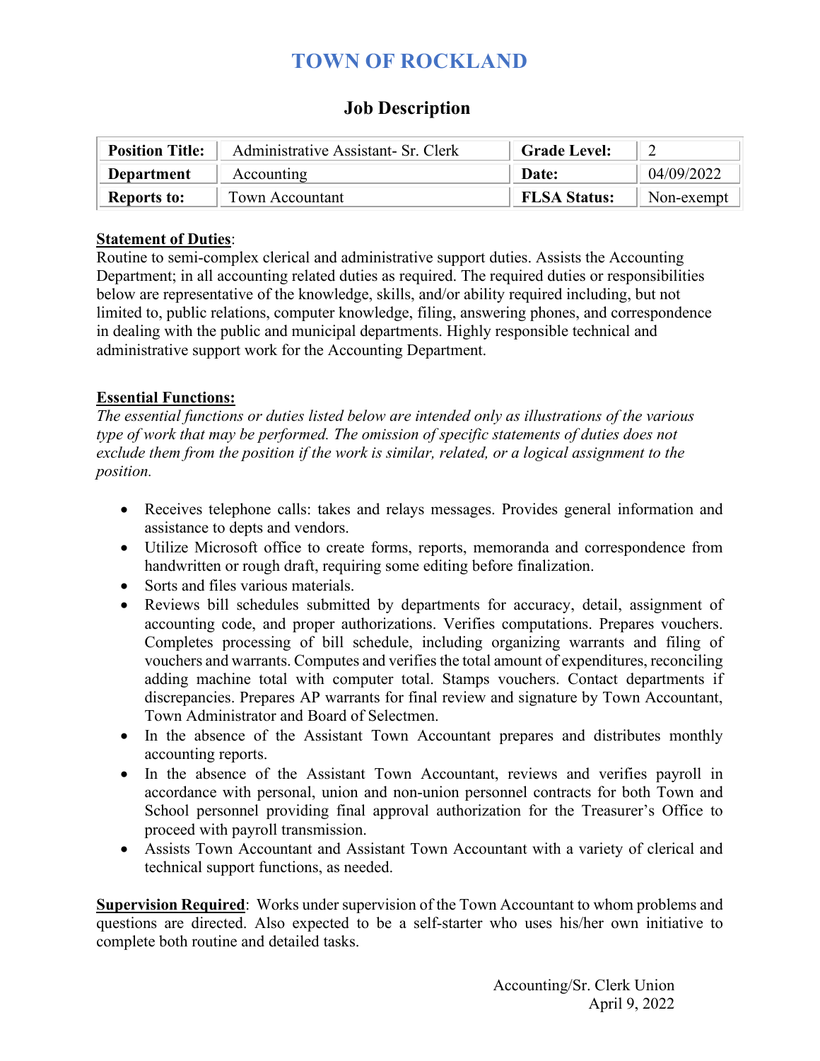# TOWN OF ROCKLAND

## Job Description

| **Position Title:** | Administrative Assistant- Sr. Clerk | **Grade Level:** | 2 |
|---|---|---|---|
| **Department** | Accounting | **Date:** | 04/09/2022 |
| **Reports to:** | Town Accountant | **FLSA Status:** | Non-exempt |

**Statement of Duties**:
Routine to semi-complex clerical and administrative support duties. Assists the Accounting Department; in all accounting related duties as required. The required duties or responsibilities below are representative of the knowledge, skills, and/or ability required including, but not limited to, public relations, computer knowledge, filing, answering phones, and correspondence in dealing with the public and municipal departments. Highly responsible technical and administrative support work for the Accounting Department.

**Essential Functions:**
*The essential functions or duties listed below are intended only as illustrations of the various type of work that may be performed. The omission of specific statements of duties does not exclude them from the position if the work is similar, related, or a logical assignment to the position.*

- Receives telephone calls: takes and relays messages. Provides general information and assistance to depts and vendors.
- Utilize Microsoft office to create forms, reports, memoranda and correspondence from handwritten or rough draft, requiring some editing before finalization.
- Sorts and files various materials.
- Reviews bill schedules submitted by departments for accuracy, detail, assignment of accounting code, and proper authorizations. Verifies computations. Prepares vouchers. Completes processing of bill schedule, including organizing warrants and filing of vouchers and warrants. Computes and verifies the total amount of expenditures, reconciling adding machine total with computer total. Stamps vouchers. Contact departments if discrepancies. Prepares AP warrants for final review and signature by Town Accountant, Town Administrator and Board of Selectmen.
- In the absence of the Assistant Town Accountant prepares and distributes monthly accounting reports.
- In the absence of the Assistant Town Accountant, reviews and verifies payroll in accordance with personal, union and non-union personnel contracts for both Town and School personnel providing final approval authorization for the Treasurer's Office to proceed with payroll transmission.
- Assists Town Accountant and Assistant Town Accountant with a variety of clerical and technical support functions, as needed.

**Supervision Required**: Works under supervision of the Town Accountant to whom problems and questions are directed. Also expected to be a self-starter who uses his/her own initiative to complete both routine and detailed tasks.

Accounting/Sr. Clerk Union
April 9, 2022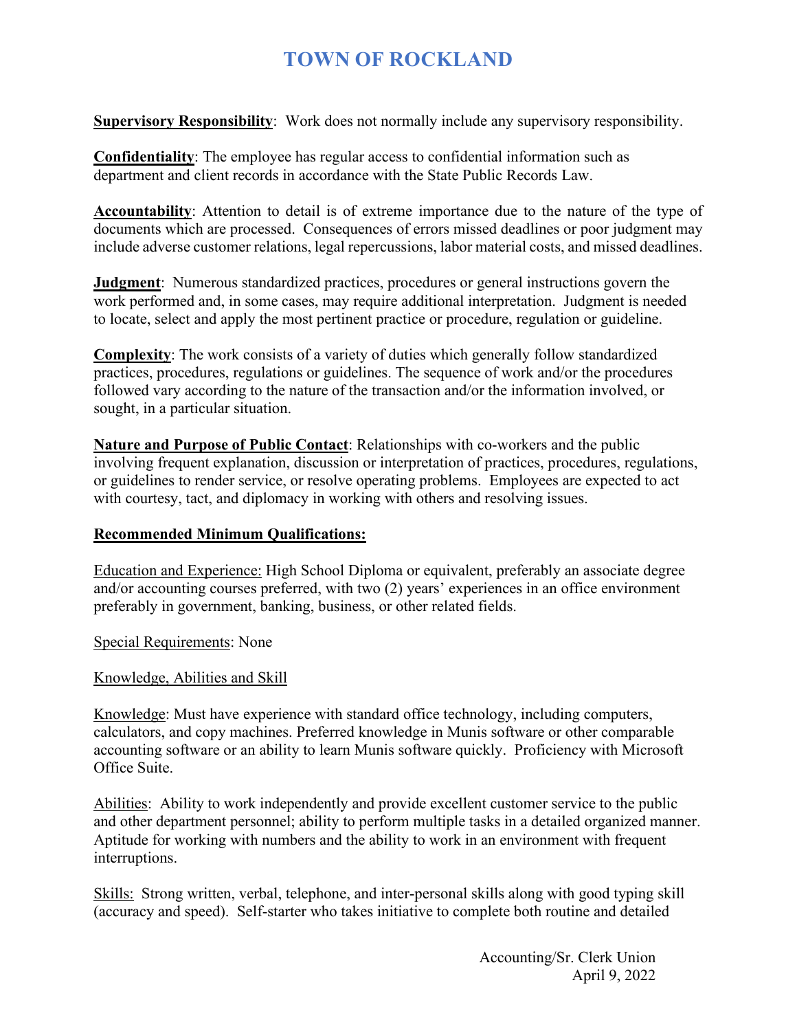**Supervisory Responsibility**: Work does not normally include any supervisory responsibility.

**Confidentiality**: The employee has regular access to confidential information such as department and client records in accordance with the State Public Records Law.

**Accountability**: Attention to detail is of extreme importance due to the nature of the type of documents which are processed. Consequences of errors missed deadlines or poor judgment may include adverse customer relations, legal repercussions, labor material costs, and missed deadlines.

**Judgment**: Numerous standardized practices, procedures or general instructions govern the work performed and, in some cases, may require additional interpretation. Judgment is needed to locate, select and apply the most pertinent practice or procedure, regulation or guideline.

**Complexity**: The work consists of a variety of duties which generally follow standardized practices, procedures, regulations or guidelines. The sequence of work and/or the procedures followed vary according to the nature of the transaction and/or the information involved, or sought, in a particular situation.

**Nature and Purpose of Public Contact**: Relationships with co-workers and the public involving frequent explanation, discussion or interpretation of practices, procedures, regulations, or guidelines to render service, or resolve operating problems. Employees are expected to act with courtesy, tact, and diplomacy in working with others and resolving issues.

**Recommended Minimum Qualifications:**

Education and Experience: High School Diploma or equivalent, preferably an associate degree and/or accounting courses preferred, with two (2) years' experiences in an office environment preferably in government, banking, business, or other related fields.

Special Requirements: None

Knowledge, Abilities and Skill

Knowledge: Must have experience with standard office technology, including computers, calculators, and copy machines. Preferred knowledge in Munis software or other comparable accounting software or an ability to learn Munis software quickly. Proficiency with Microsoft Office Suite.

Abilities: Ability to work independently and provide excellent customer service to the public and other department personnel; ability to perform multiple tasks in a detailed organized manner. Aptitude for working with numbers and the ability to work in an environment with frequent interruptions.

Skills: Strong written, verbal, telephone, and inter-personal skills along with good typing skill (accuracy and speed). Self-starter who takes initiative to complete both routine and detailed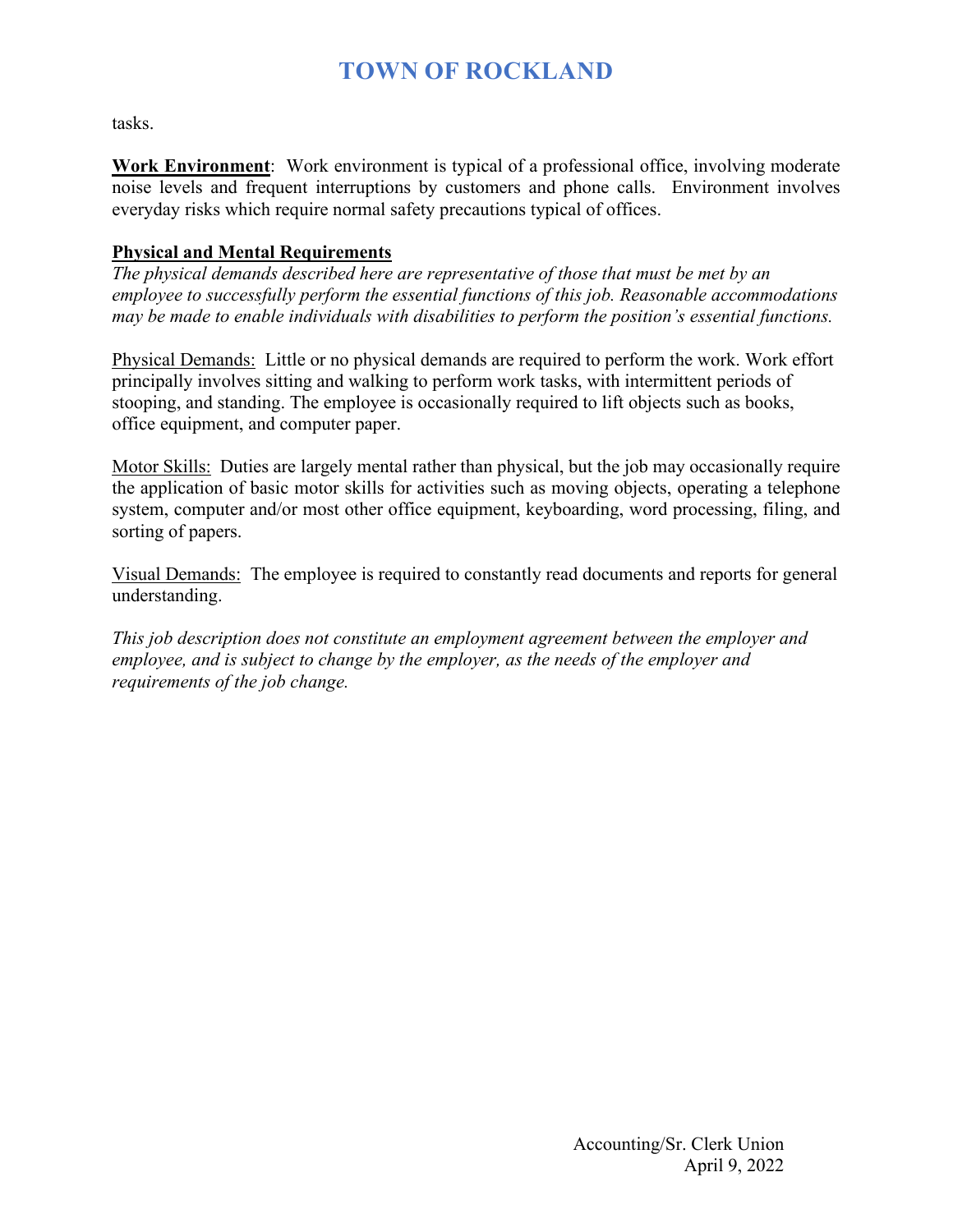tasks.

**Work Environment**: Work environment is typical of a professional office, involving moderate noise levels and frequent interruptions by customers and phone calls. Environment involves everyday risks which require normal safety precautions typical of offices.

**Physical and Mental Requirements**

*The physical demands described here are representative of those that must be met by an employee to successfully perform the essential functions of this job. Reasonable accommodations may be made to enable individuals with disabilities to perform the position's essential functions.*

Physical Demands: Little or no physical demands are required to perform the work. Work effort principally involves sitting and walking to perform work tasks, with intermittent periods of stooping, and standing. The employee is occasionally required to lift objects such as books, office equipment, and computer paper.

Motor Skills: Duties are largely mental rather than physical, but the job may occasionally require the application of basic motor skills for activities such as moving objects, operating a telephone system, computer and/or most other office equipment, keyboarding, word processing, filing, and sorting of papers.

Visual Demands: The employee is required to constantly read documents and reports for general understanding.

*This job description does not constitute an employment agreement between the employer and employee, and is subject to change by the employer, as the needs of the employer and requirements of the job change.*

Accounting/Sr. Clerk Union
April 9, 2022